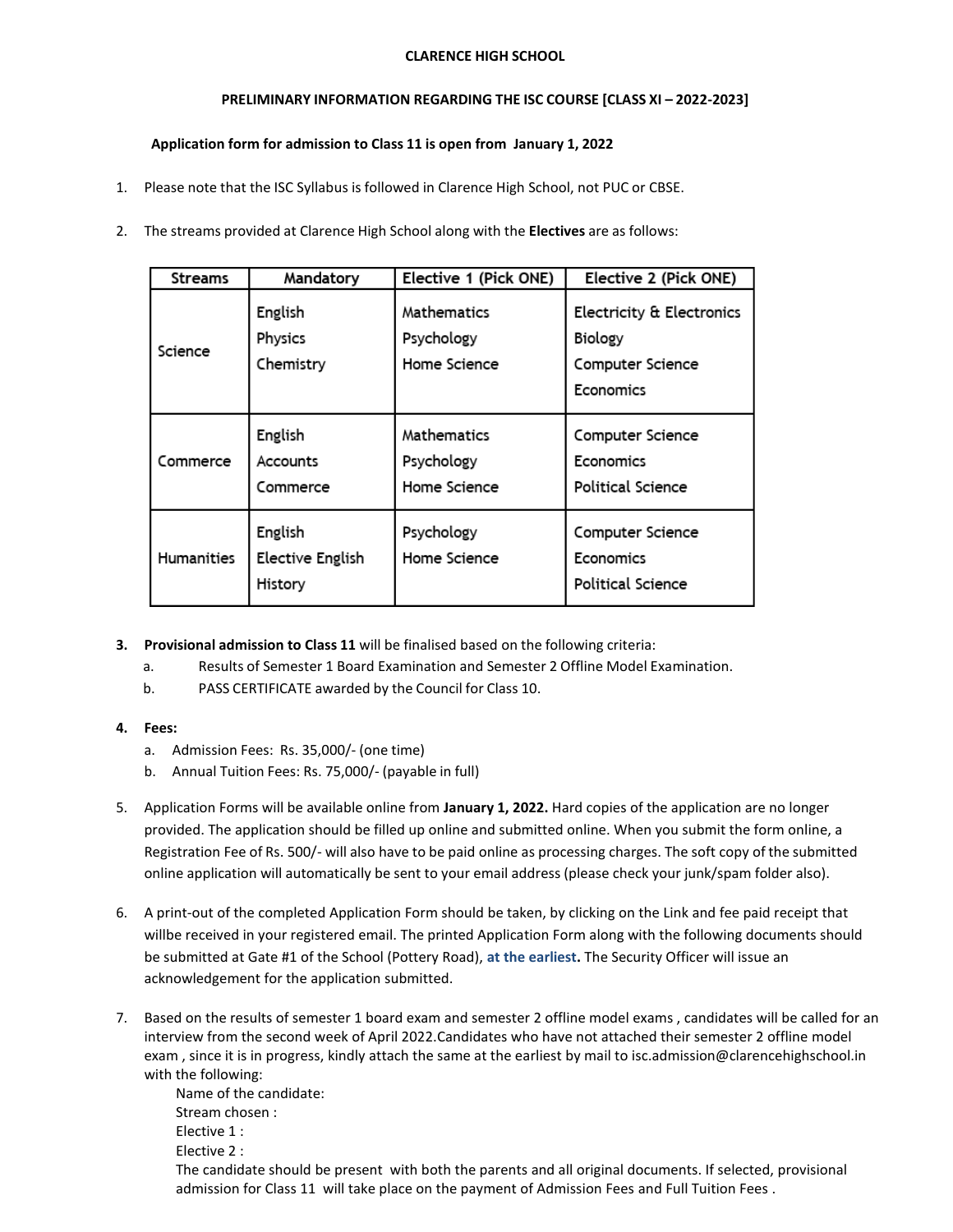# CLARENCE HIGH SCHOOL

## PRELIMINARY INFORMATION REGARDING THE ISC COURSE [CLASS XI – 2022-2023]

**Application form for admission to Class 11 is open from January 1, 2022**

1. Please note that the ISC Syllabus is followed in Clarence High School, not PUC or CBSE.

2. The streams provided at Clarence High School along with the **Electives** are as follows:

| Streams | Mandatory | Elective 1 (Pick ONE) | Elective 2 (Pick ONE) |
|---|---|---|---|
| Science | English<br>Physics<br>Chemistry | Mathematics<br>Psychology<br>Home Science | Electricity & Electronics<br>Biology<br>Computer Science<br>Economics |
| Commerce | English<br>Accounts<br>Commerce | Mathematics<br>Psychology<br>Home Science | Computer Science<br>Economics<br>Political Science |
| Humanities | English<br>Elective English<br>History | Psychology<br>Home Science | Computer Science<br>Economics<br>Political Science |

3. **Provisional admission to Class 11** will be finalised based on the following criteria:
   a. Results of Semester 1 Board Examination and Semester 2 Offline Model Examination.
   b. PASS CERTIFICATE awarded by the Council for Class 10.

4. **Fees:**
   a. Admission Fees: Rs. 35,000/- (one time)
   b. Annual Tuition Fees: Rs. 75,000/- (payable in full)

5. Application Forms will be available online from **January 1, 2022.** Hard copies of the application are no longer provided. The application should be filled up online and submitted online. When you submit the form online, a Registration Fee of Rs. 500/- will also have to be paid online as processing charges. The soft copy of the submitted online application will automatically be sent to your email address (please check your junk/spam folder also).

6. A print-out of the completed Application Form should be taken, by clicking on the Link and fee paid receipt that willbe received in your registered email. The printed Application Form along with the following documents should be submitted at Gate #1 of the School (Pottery Road), **at the earliest.** The Security Officer will issue an acknowledgement for the application submitted.

7. Based on the results of semester 1 board exam and semester 2 offline model exams , candidates will be called for an interview from the second week of April 2022.Candidates who have not attached their semester 2 offline model exam , since it is in progress, kindly attach the same at the earliest by mail to isc.admission@clarencehighschool.in with the following:
   Name of the candidate:
   Stream chosen :
   Elective 1 :
   Elective 2 :
   The candidate should be present with both the parents and all original documents. If selected, provisional admission for Class 11 will take place on the payment of Admission Fees and Full Tuition Fees .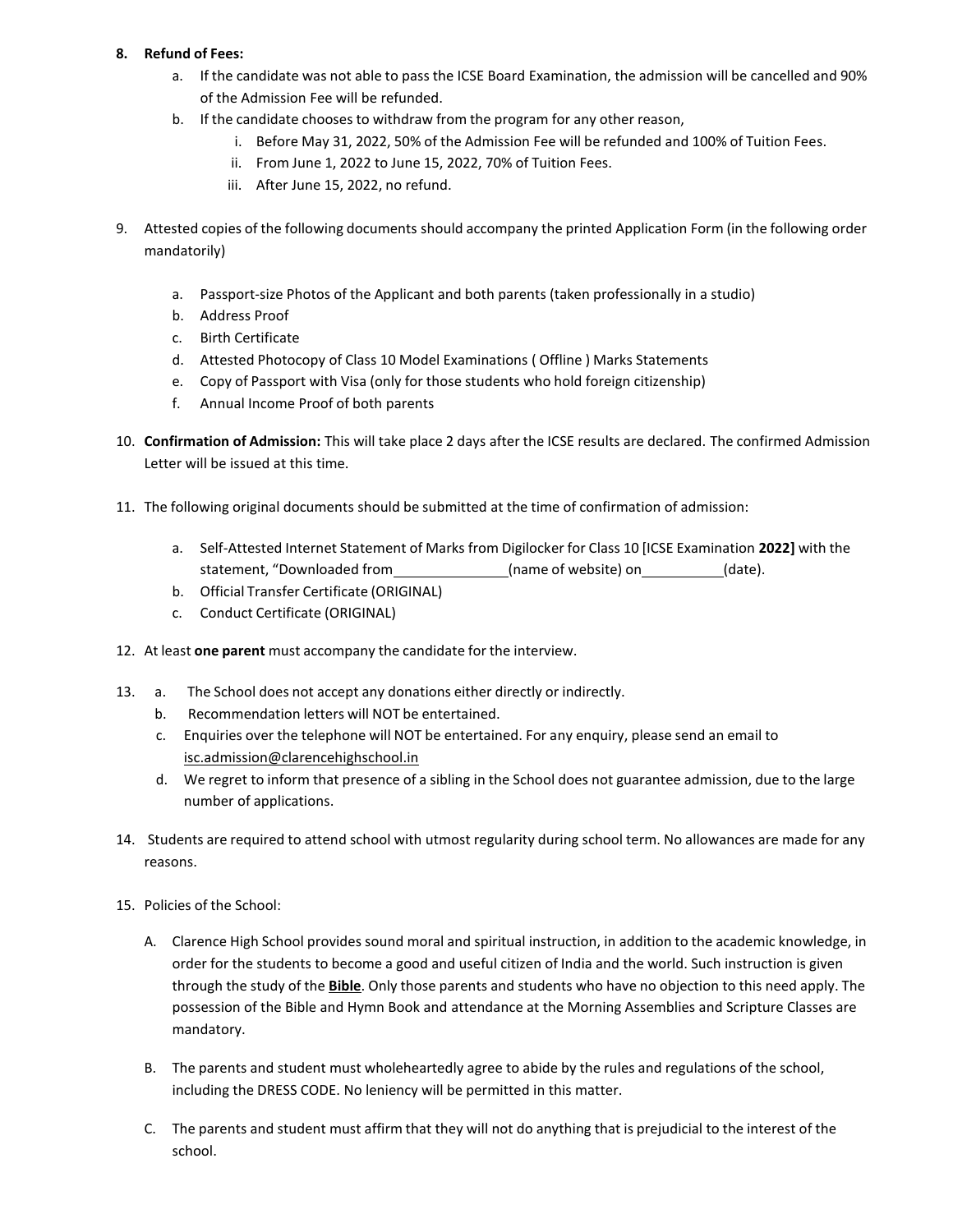8. **Refund of Fees:**
    a. If the candidate was not able to pass the ICSE Board Examination, the admission will be cancelled and 90% of the Admission Fee will be refunded.
    b. If the candidate chooses to withdraw from the program for any other reason,
        i. Before May 31, 2022, 50% of the Admission Fee will be refunded and 100% of Tuition Fees.
        ii. From June 1, 2022 to June 15, 2022, 70% of Tuition Fees.
        iii. After June 15, 2022, no refund.

9. Attested copies of the following documents should accompany the printed Application Form (in the following order mandatorily)

    a. Passport-size Photos of the Applicant and both parents (taken professionally in a studio)
    b. Address Proof
    c. Birth Certificate
    d. Attested Photocopy of Class 10 Model Examinations ( Offline ) Marks Statements
    e. Copy of Passport with Visa (only for those students who hold foreign citizenship)
    f. Annual Income Proof of both parents

10. **Confirmation of Admission:** This will take place 2 days after the ICSE results are declared. The confirmed Admission Letter will be issued at this time.

11. The following original documents should be submitted at the time of confirmation of admission:

    a. Self-Attested Internet Statement of Marks from Digilocker for Class 10 [ICSE Examination **2022]** with the statement, "Downloaded from_______________(name of website) on___________(date).
    b. Official Transfer Certificate (ORIGINAL)
    c. Conduct Certificate (ORIGINAL)

12. At least **one parent** must accompany the candidate for the interview.

13. a. The School does not accept any donations either directly or indirectly.
    b. Recommendation letters will NOT be entertained.
    c. Enquiries over the telephone will NOT be entertained. For any enquiry, please send an email to isc.admission@clarencehighschool.in
    d. We regret to inform that presence of a sibling in the School does not guarantee admission, due to the large number of applications.

14. Students are required to attend school with utmost regularity during school term. No allowances are made for any reasons.

15. Policies of the School:

    A. Clarence High School provides sound moral and spiritual instruction, in addition to the academic knowledge, in order for the students to become a good and useful citizen of India and the world. Such instruction is given through the study of the **Bible**. Only those parents and students who have no objection to this need apply. The possession of the Bible and Hymn Book and attendance at the Morning Assemblies and Scripture Classes are mandatory.

    B. The parents and student must wholeheartedly agree to abide by the rules and regulations of the school, including the DRESS CODE. No leniency will be permitted in this matter.

    C. The parents and student must affirm that they will not do anything that is prejudicial to the interest of the school.